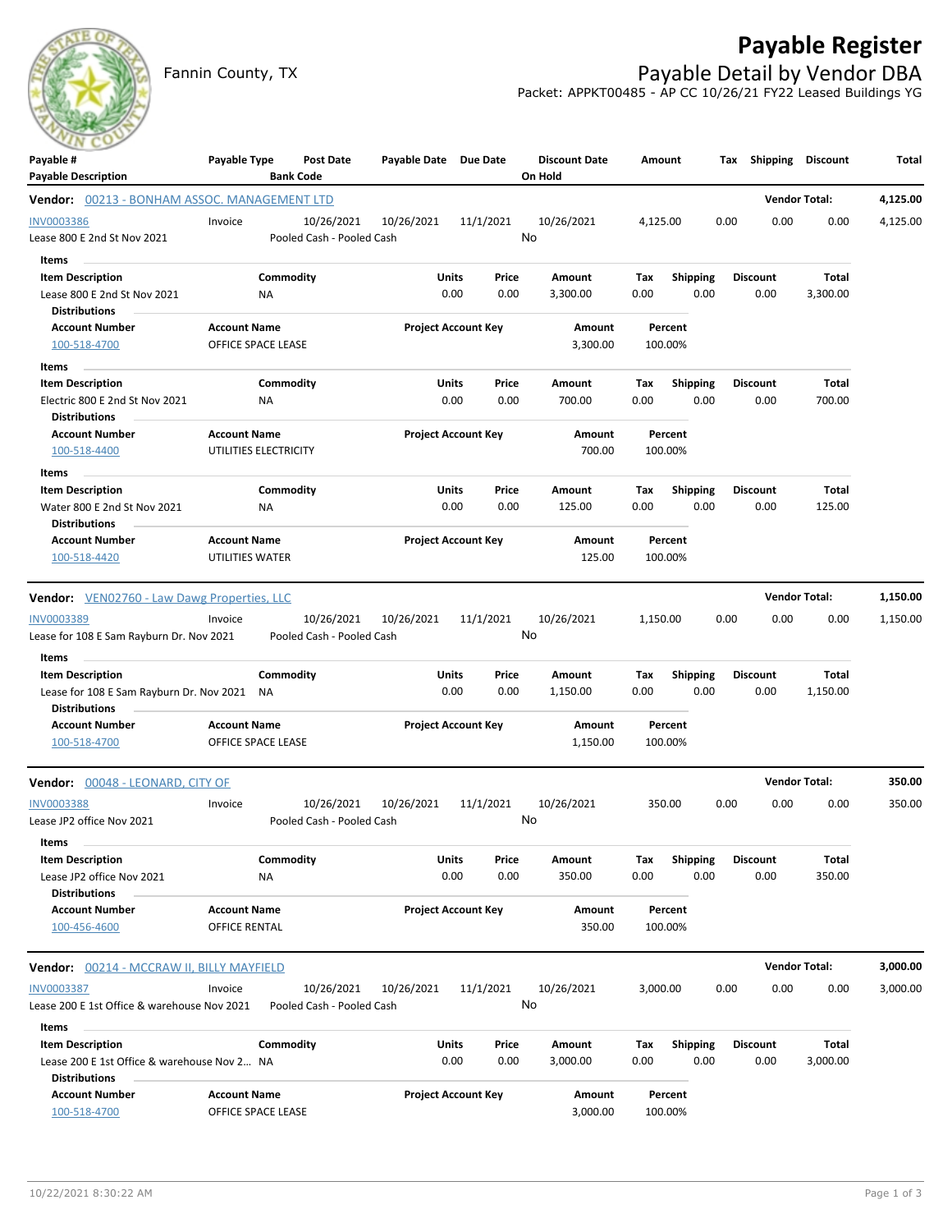# Payable Register

Fannin County, TX

## Payable Detail by Vendor DBA

Packet: APPKT00485 - AP CC 10/26/21 FY22 Leased Buildings YG

| Payable # / Payable Description | Payable Type | Post Date / Bank Code | Payable Date | Due Date | Discount Date / On Hold | Amount | Tax | Shipping | Discount | Total |
|---|---|---|---|---|---|---|---|---|---|---|

### Vendor: 00213 - BONHAM ASSOC. MANAGEMENT LTD — Vendor Total: 4,125.00

| Payable # | Payable Type | Post Date | Payable Date | Due Date | Discount Date | Amount | Tax | Shipping | Discount | Total |
|---|---|---|---|---|---|---|---|---|---|---|
| INV0003386 | Invoice | 10/26/2021 | 10/26/2021 | 11/1/2021 | 10/26/2021 | 4,125.00 | 0.00 | 0.00 | 0.00 | 4,125.00 |
| Lease 800 E 2nd St Nov 2021 | | Pooled Cash - Pooled Cash | | | No | | | | | |

**Items**

| Item Description | Commodity | Units | Price | Amount | Tax | Shipping | Discount | Total |
|---|---|---|---|---|---|---|---|---|
| Lease 800 E 2nd St Nov 2021 | NA | 0.00 | 0.00 | 3,300.00 | 0.00 | 0.00 | 0.00 | 3,300.00 |

**Distributions**

| Account Number | Account Name | Project Account Key | Amount | Percent |
|---|---|---|---|---|
| 100-518-4700 | OFFICE SPACE LEASE | | 3,300.00 | 100.00% |

**Items**

| Item Description | Commodity | Units | Price | Amount | Tax | Shipping | Discount | Total |
|---|---|---|---|---|---|---|---|---|
| Electric 800 E 2nd St Nov 2021 | NA | 0.00 | 0.00 | 700.00 | 0.00 | 0.00 | 0.00 | 700.00 |

**Distributions**

| Account Number | Account Name | Project Account Key | Amount | Percent |
|---|---|---|---|---|
| 100-518-4400 | UTILITIES ELECTRICITY | | 700.00 | 100.00% |

**Items**

| Item Description | Commodity | Units | Price | Amount | Tax | Shipping | Discount | Total |
|---|---|---|---|---|---|---|---|---|
| Water 800 E 2nd St Nov 2021 | NA | 0.00 | 0.00 | 125.00 | 0.00 | 0.00 | 0.00 | 125.00 |

**Distributions**

| Account Number | Account Name | Project Account Key | Amount | Percent |
|---|---|---|---|---|
| 100-518-4420 | UTILITIES WATER | | 125.00 | 100.00% |

### Vendor: VEN02760 - Law Dawg Properties, LLC — Vendor Total: 1,150.00

| Payable # | Payable Type | Post Date | Payable Date | Due Date | Discount Date | Amount | Tax | Shipping | Discount | Total |
|---|---|---|---|---|---|---|---|---|---|---|
| INV0003389 | Invoice | 10/26/2021 | 10/26/2021 | 11/1/2021 | 10/26/2021 | 1,150.00 | 0.00 | 0.00 | 0.00 | 1,150.00 |
| Lease for 108 E Sam Rayburn Dr. Nov 2021 | | Pooled Cash - Pooled Cash | | | No | | | | | |

**Items**

| Item Description | Commodity | Units | Price | Amount | Tax | Shipping | Discount | Total |
|---|---|---|---|---|---|---|---|---|
| Lease for 108 E Sam Rayburn Dr. Nov 2021 | NA | 0.00 | 0.00 | 1,150.00 | 0.00 | 0.00 | 0.00 | 1,150.00 |

**Distributions**

| Account Number | Account Name | Project Account Key | Amount | Percent |
|---|---|---|---|---|
| 100-518-4700 | OFFICE SPACE LEASE | | 1,150.00 | 100.00% |

### Vendor: 00048 - LEONARD, CITY OF — Vendor Total: 350.00

| Payable # | Payable Type | Post Date | Payable Date | Due Date | Discount Date | Amount | Tax | Shipping | Discount | Total |
|---|---|---|---|---|---|---|---|---|---|---|
| INV0003388 | Invoice | 10/26/2021 | 10/26/2021 | 11/1/2021 | 10/26/2021 | 350.00 | 0.00 | 0.00 | 0.00 | 350.00 |
| Lease JP2 office Nov 2021 | | Pooled Cash - Pooled Cash | | | No | | | | | |

**Items**

| Item Description | Commodity | Units | Price | Amount | Tax | Shipping | Discount | Total |
|---|---|---|---|---|---|---|---|---|
| Lease JP2 office Nov 2021 | NA | 0.00 | 0.00 | 350.00 | 0.00 | 0.00 | 0.00 | 350.00 |

**Distributions**

| Account Number | Account Name | Project Account Key | Amount | Percent |
|---|---|---|---|---|
| 100-456-4600 | OFFICE RENTAL | | 350.00 | 100.00% |

### Vendor: 00214 - MCCRAW II, BILLY MAYFIELD — Vendor Total: 3,000.00

| Payable # | Payable Type | Post Date | Payable Date | Due Date | Discount Date | Amount | Tax | Shipping | Discount | Total |
|---|---|---|---|---|---|---|---|---|---|---|
| INV0003387 | Invoice | 10/26/2021 | 10/26/2021 | 11/1/2021 | 10/26/2021 | 3,000.00 | 0.00 | 0.00 | 0.00 | 3,000.00 |
| Lease 200 E 1st Office & warehouse Nov 2021 | | Pooled Cash - Pooled Cash | | | No | | | | | |

**Items**

| Item Description | Commodity | Units | Price | Amount | Tax | Shipping | Discount | Total |
|---|---|---|---|---|---|---|---|---|
| Lease 200 E 1st Office & warehouse Nov 2... | NA | 0.00 | 0.00 | 3,000.00 | 0.00 | 0.00 | 0.00 | 3,000.00 |

**Distributions**

| Account Number | Account Name | Project Account Key | Amount | Percent |
|---|---|---|---|---|
| 100-518-4700 | OFFICE SPACE LEASE | | 3,000.00 | 100.00% |

10/22/2021 8:30:22 AM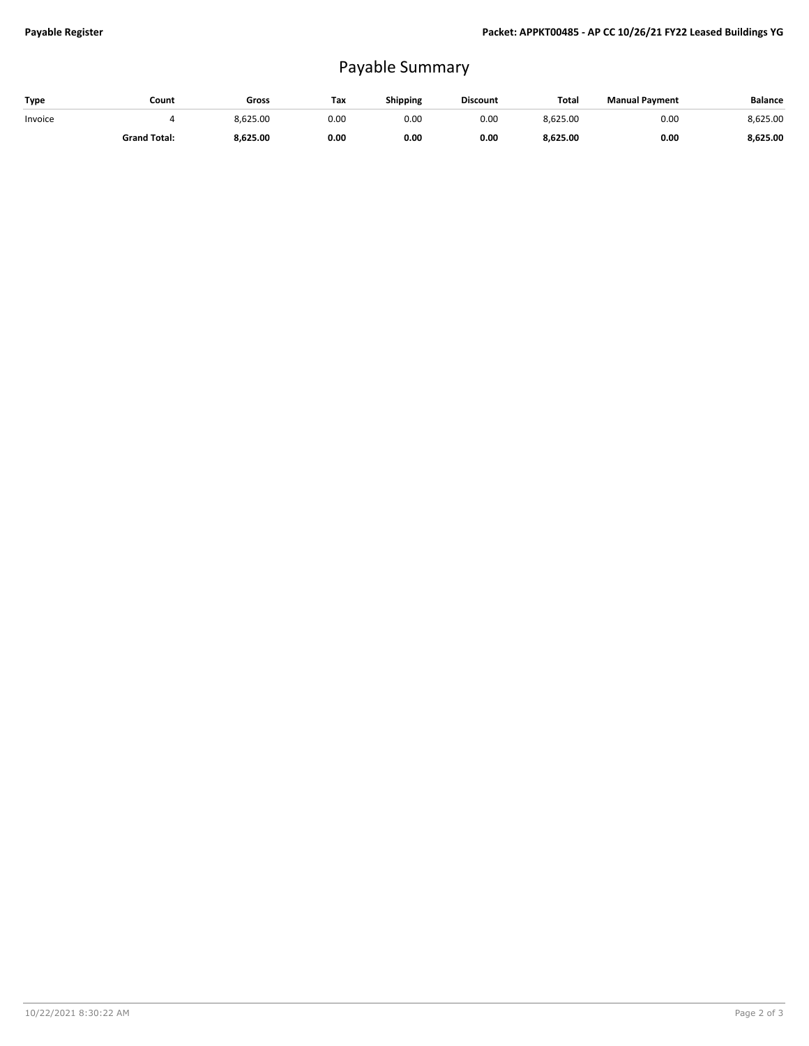# Payable Summary

| Type | Count | Gross | Tax | Shipping | Discount | Total | Manual Payment | Balance |
|---|---|---|---|---|---|---|---|---|
| Invoice | 4 | 8,625.00 | 0.00 | 0.00 | 0.00 | 8,625.00 | 0.00 | 8,625.00 |
| | **Grand Total:** | **8,625.00** | **0.00** | **0.00** | **0.00** | **8,625.00** | **0.00** | **8,625.00** |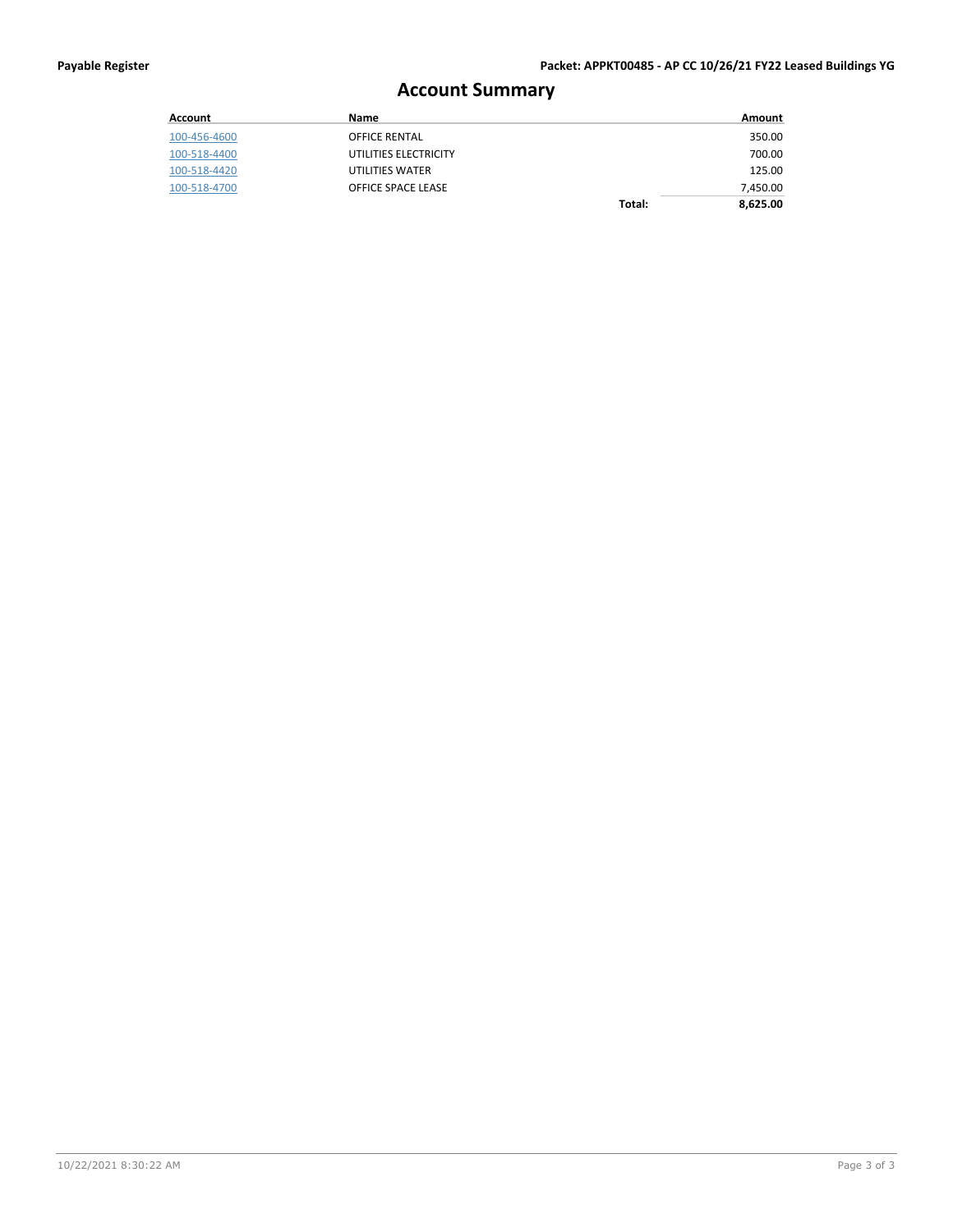# Account Summary

| Account | Name | | Amount |
| --- | --- | --- | --- |
| 100-456-4600 | OFFICE RENTAL | | 350.00 |
| 100-518-4400 | UTILITIES ELECTRICITY | | 700.00 |
| 100-518-4420 | UTILITIES WATER | | 125.00 |
| 100-518-4700 | OFFICE SPACE LEASE | | 7,450.00 |
| | | **Total:** | **8,625.00** |